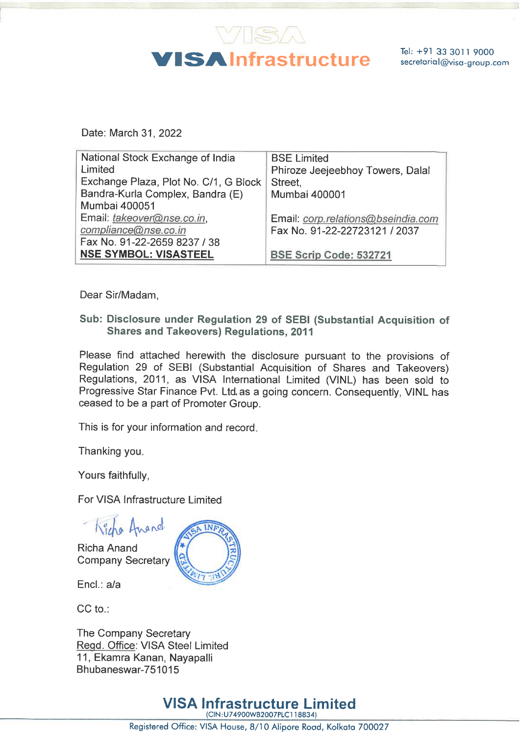**VISA Infrastructure**

Tel: +91 33 3011 9000
secretarial@visa-group.com

Date: March 31, 2022

| National Stock Exchange of India Limited<br>Exchange Plaza, Plot No. C/1, G Block<br>Bandra-Kurla Complex, Bandra (E)<br>Mumbai 400051<br>Email: takeover@nse.co.in, compliance@nse.co.in<br>Fax No. 91-22-2659 8237 / 38<br>**NSE SYMBOL: VISASTEEL** | BSE Limited<br>Phiroze Jeejeebhoy Towers, Dalal Street,<br>Mumbai 400001<br><br>Email: corp.relations@bseindia.com<br>Fax No. 91-22-22723121 / 2037<br><br>**BSE Scrip Code: 532721** |
|---|---|

Dear Sir/Madam,

**Sub: Disclosure under Regulation 29 of SEBI (Substantial Acquisition of Shares and Takeovers) Regulations, 2011**

Please find attached herewith the disclosure pursuant to the provisions of Regulation 29 of SEBI (Substantial Acquisition of Shares and Takeovers) Regulations, 2011, as VISA International Limited (VINL) has been sold to Progressive Star Finance Pvt. Ltd. as a going concern. Consequently, VINL has ceased to be a part of Promoter Group.

This is for your information and record.

Thanking you.

Yours faithfully,

For VISA Infrastructure Limited

Richa Anand
Company Secretary

Encl.: a/a

CC to.:

The Company Secretary
Regd. Office: VISA Steel Limited
11, Ekamra Kanan, Nayapalli
Bhubaneswar-751015

**VISA Infrastructure Limited**
(CIN:U74900WB2007PLC118834)
Registered Office: VISA House, 8/10 Alipore Road, Kolkata 700027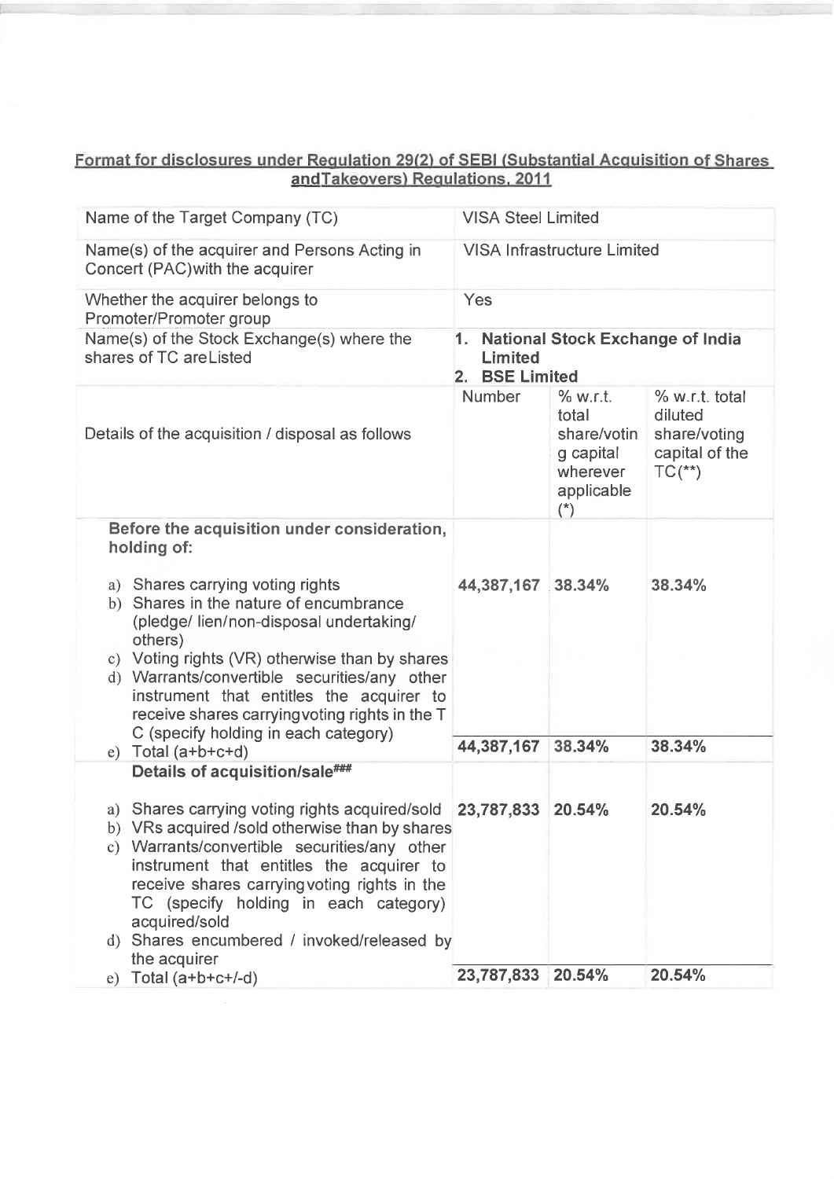## Format for disclosures under Regulation 29(2) of SEBI (Substantial Acquisition of Shares andTakeovers) Regulations, 2011

| | | | |
|---|---|---|---|
| Name of the Target Company (TC) | VISA Steel Limited | | |
| Name(s) of the acquirer and Persons Acting in Concert (PAC)with the acquirer | VISA Infrastructure Limited | | |
| Whether the acquirer belongs to Promoter/Promoter group | Yes | | |
| Name(s) of the Stock Exchange(s) where the shares of TC areListed | **1. National Stock Exchange of India Limited**<br>**2. BSE Limited** | | |
| Details of the acquisition / disposal as follows | Number | % w.r.t. total share/voting capital wherever applicable (*) | % w.r.t. total diluted share/voting capital of the TC(**) |
| **Before the acquisition under consideration, holding of:** | | | |
| a) Shares carrying voting rights | **44,387,167** | **38.34%** | **38.34%** |
| b) Shares in the nature of encumbrance (pledge/ lien/non-disposal undertaking/ others) | | | |
| c) Voting rights (VR) otherwise than by shares | | | |
| d) Warrants/convertible securities/any other instrument that entitles the acquirer to receive shares carryingvoting rights in the T C (specify holding in each category) | | | |
| e) Total (a+b+c+d) | **44,387,167** | **38.34%** | **38.34%** |
| **Details of acquisition/sale###** | | | |
| a) Shares carrying voting rights acquired/sold | **23,787,833** | **20.54%** | **20.54%** |
| b) VRs acquired /sold otherwise than by shares | | | |
| c) Warrants/convertible securities/any other instrument that entitles the acquirer to receive shares carryingvoting rights in the TC (specify holding in each category) acquired/sold | | | |
| d) Shares encumbered / invoked/released by the acquirer | | | |
| e) Total (a+b+c+/-d) | **23,787,833** | **20.54%** | **20.54%** |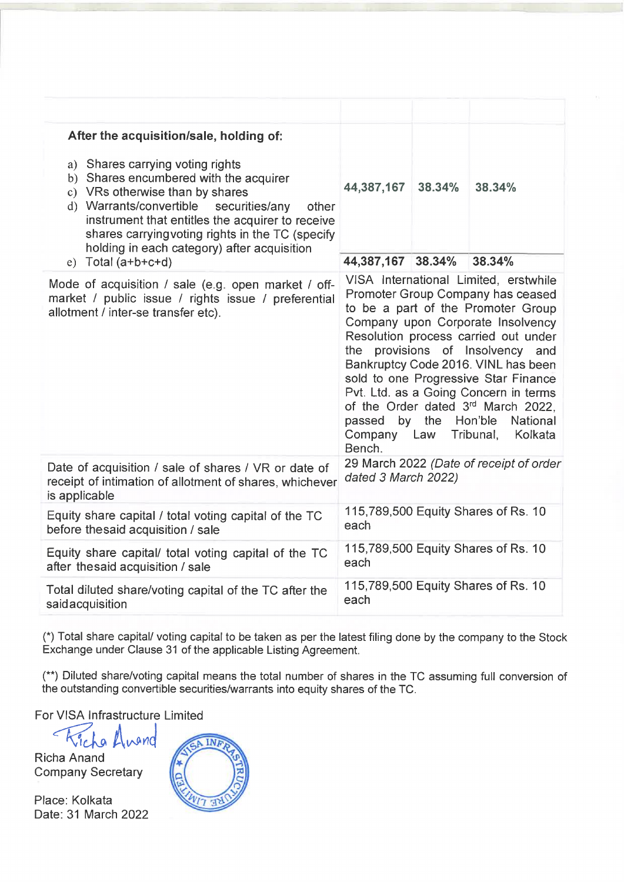| | | | |
|---|---|---|---|
| **After the acquisition/sale, holding of:**<br><br>a) Shares carrying voting rights<br>b) Shares encumbered with the acquirer<br>c) VRs otherwise than by shares<br>d) Warrants/convertible securities/any other instrument that entitles the acquirer to receive shares carryingvoting rights in the TC (specify holding in each category) after acquisition | **44,387,167** | **38.34%** | **38.34%** |
| e) Total (a+b+c+d) | **44,387,167** | **38.34%** | **38.34%** |
| Mode of acquisition / sale (e.g. open market / off-market / public issue / rights issue / preferential allotment / inter-se transfer etc). | VISA International Limited, erstwhile Promoter Group Company has ceased to be a part of the Promoter Group Company upon Corporate Insolvency Resolution process carried out under the provisions of Insolvency and Bankruptcy Code 2016. VINL has been sold to one Progressive Star Finance Pvt. Ltd. as a Going Concern in terms of the Order dated 3rd March 2022, passed by the Hon'ble National Company Law Tribunal, Kolkata Bench. | | |
| Date of acquisition / sale of shares / VR or date of receipt of intimation of allotment of shares, whichever is applicable | 29 March 2022 *(Date of receipt of order dated 3 March 2022)* | | |
| Equity share capital / total voting capital of the TC before thesaid acquisition / sale | 115,789,500 Equity Shares of Rs. 10 each | | |
| Equity share capital/ total voting capital of the TC after thesaid acquisition / sale | 115,789,500 Equity Shares of Rs. 10 each | | |
| Total diluted share/voting capital of the TC after the saidacquisition | 115,789,500 Equity Shares of Rs. 10 each | | |

(*) Total share capital/ voting capital to be taken as per the latest filing done by the company to the Stock Exchange under Clause 31 of the applicable Listing Agreement.

(**) Diluted share/voting capital means the total number of shares in the TC assuming full conversion of the outstanding convertible securities/warrants into equity shares of the TC.

For VISA Infrastructure Limited

Richa Anand
Company Secretary

Place: Kolkata
Date: 31 March 2022